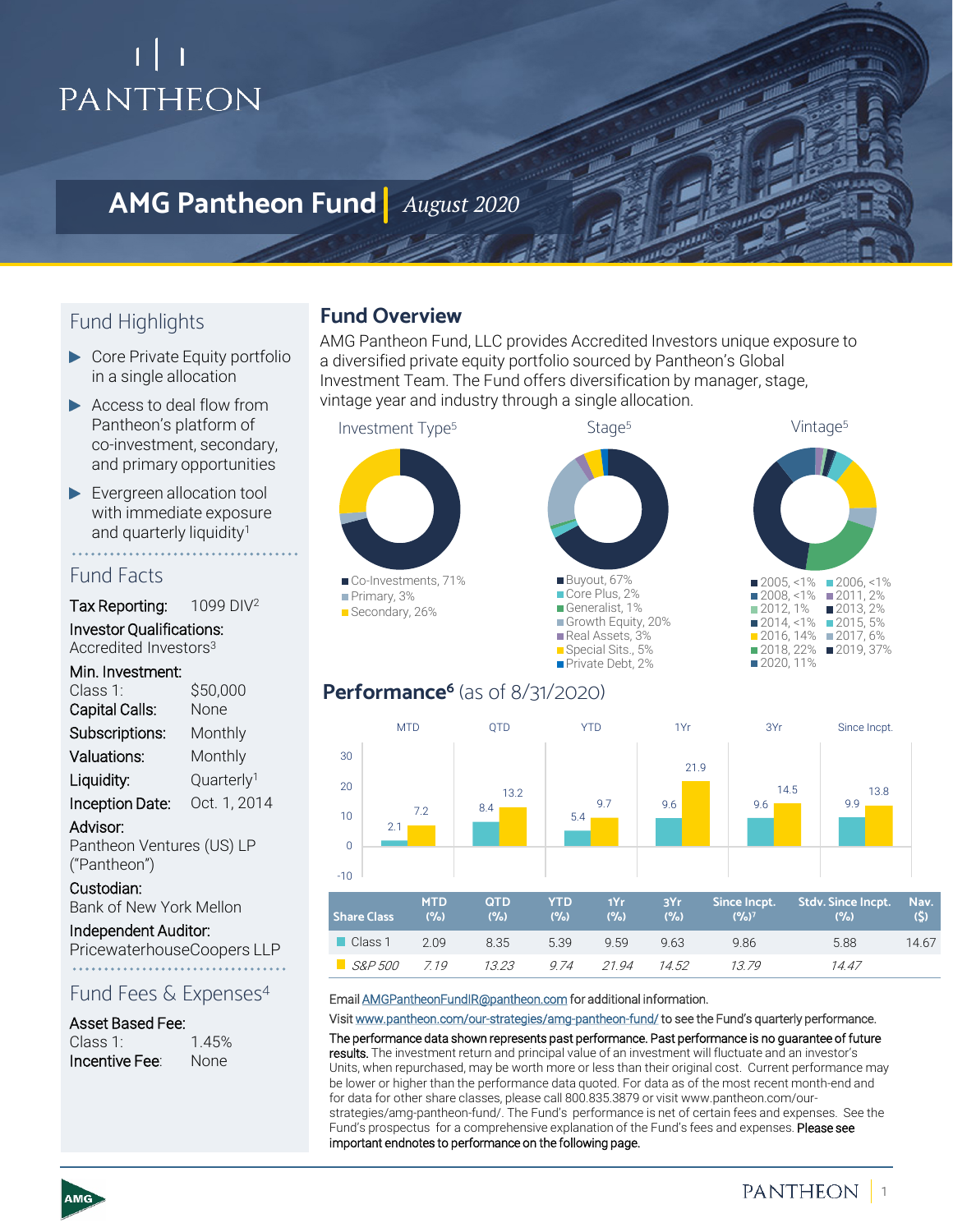# AMG Pantheon Fund | *August 2020*

## Fund Highlights

- Core Private Equity portfolio in a single allocation
- Access to deal flow from Pantheon's platform of co-investment, secondary, and primary opportunities
- Evergreen allocation tool with immediate exposure and quarterly liquidity[1]

## Fund Facts

**Tax Reporting:** 1099 DIV[2]

**Investor Qualifications:**
Accredited Investors[3]

**Min. Investment:**
Class 1: $50,000

**Capital Calls:** None

**Subscriptions:** Monthly

**Valuations:** Monthly

**Liquidity:** Quarterly[1]

**Inception Date:** Oct. 1, 2014

**Advisor:**
Pantheon Ventures (US) LP ("Pantheon")

**Custodian:**
Bank of New York Mellon

**Independent Auditor:**
PricewaterhouseCoopers LLP

## Fund Fees & Expenses[4]

**Asset Based Fee:**
Class 1: 1.45%

**Incentive Fee:** None

## Fund Overview

AMG Pantheon Fund, LLC provides Accredited Investors unique exposure to a diversified private equity portfolio sourced by Pantheon's Global Investment Team. The Fund offers diversification by manager, stage, vintage year and industry through a single allocation.

**Investment Type[5]**
- Co-Investments, 71%
- Primary, 3%
- Secondary, 26%

**Stage[5]**
- Buyout, 67%
- Core Plus, 2%
- Generalist, 1%
- Growth Equity, 20%
- Real Assets, 3%
- Special Sits., 5%
- Private Debt, 2%

**Vintage[5]**
- 2005, <1%
- 2006, <1%
- 2008, <1%
- 2011, 2%
- 2012, 1%
- 2013, 2%
- 2014, <1%
- 2015, 5%
- 2016, 14%
- 2017, 6%
- 2018, 22%
- 2019, 37%
- 2020, 11%

## Performance[6] (as of 8/31/2020)

| | MTD | QTD | YTD | 1Yr | 3Yr | Since Incpt. |
|---|---|---|---|---|---|---|
| Class 1 | 2.1 | 8.4 | 5.4 | 9.6 | 9.6 | 9.9 |
| S&P 500 | 7.2 | 13.2 | 9.7 | 21.9 | 14.5 | 13.8 |

| Share Class | MTD (%) | QTD (%) | YTD (%) | 1Yr (%) | 3Yr (%) | Since Incpt. (%)[7] | Stdv. Since Incpt. (%) | Nav. ($) |
|---|---|---|---|---|---|---|---|---|
| Class 1 | 2.09 | 8.35 | 5.39 | 9.59 | 9.63 | 9.86 | 5.88 | 14.67 |
| *S&P 500* | *7.19* | *13.23* | *9.74* | *21.94* | *14.52* | *13.79* | *14.47* | |

Email AMGPantheonFundIR@pantheon.com for additional information.

Visit www.pantheon.com/our-strategies/amg-pantheon-fund/ to see the Fund's quarterly performance.

**The performance data shown represents past performance. Past performance is no guarantee of future results.** The investment return and principal value of an investment will fluctuate and an investor's Units, when repurchased, may be worth more or less than their original cost. Current performance may be lower or higher than the performance data quoted. For data as of the most recent month-end and for data for other share classes, please call 800.835.3879 or visit www.pantheon.com/our-strategies/amg-pantheon-fund/. The Fund's performance is net of certain fees and expenses. See the Fund's prospectus for a comprehensive explanation of the Fund's fees and expenses. **Please see important endnotes to performance on the following page.**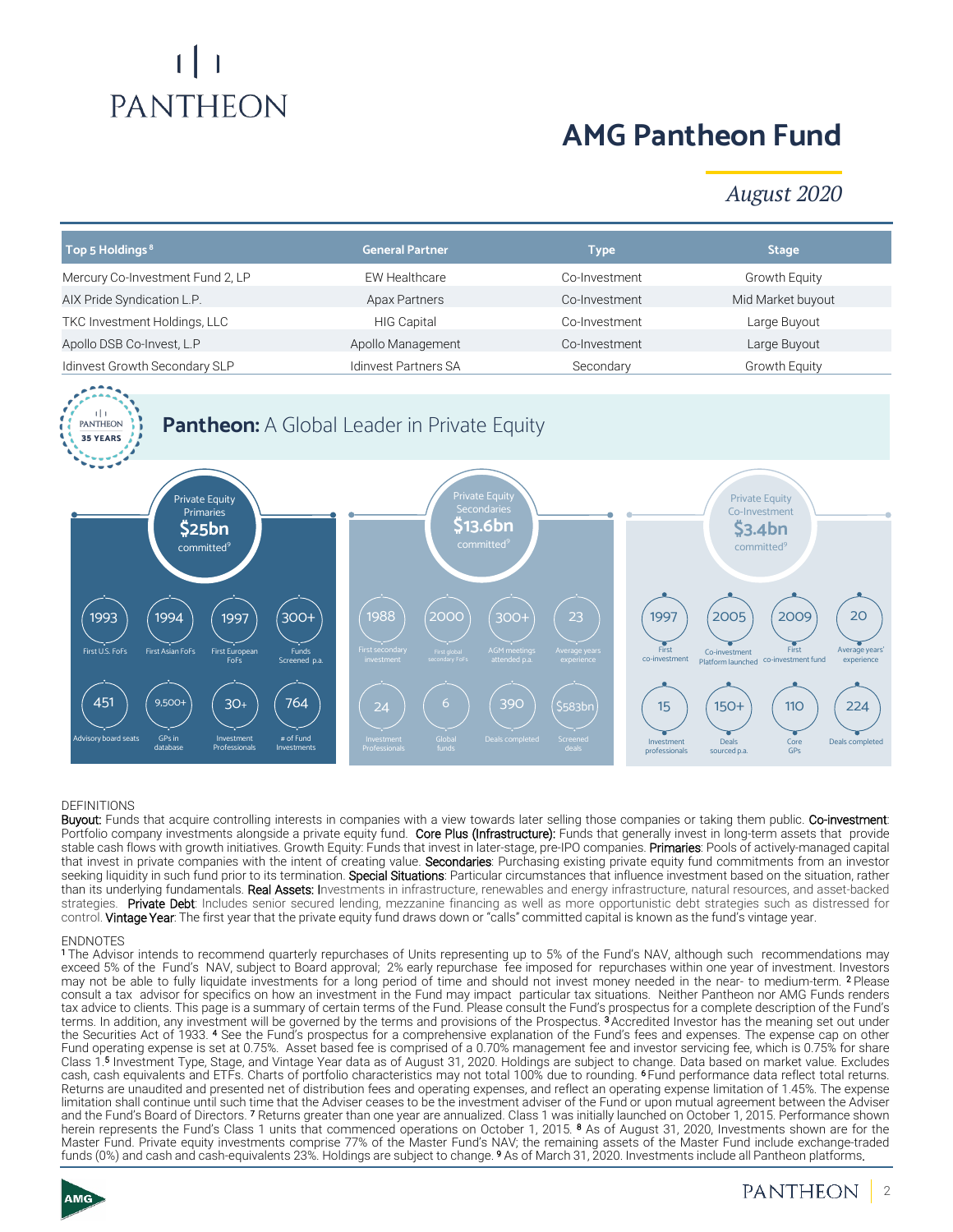# AMG Pantheon Fund

*August 2020*

| Top 5 Holdings[8] | General Partner | Type | Stage |
|---|---|---|---|
| Mercury Co-Investment Fund 2, LP | EW Healthcare | Co-Investment | Growth Equity |
| AIX Pride Syndication L.P. | Apax Partners | Co-Investment | Mid Market buyout |
| TKC Investment Holdings, LLC | HIG Capital | Co-Investment | Large Buyout |
| Apollo DSB Co-Invest, L.P | Apollo Management | Co-Investment | Large Buyout |
| Idinvest Growth Secondary SLP | Idinvest Partners SA | Secondary | Growth Equity |

## Pantheon: A Global Leader in Private Equity

PANTHEON 35 YEARS

**Private Equity Primaries — $25bn committed[9]**

- 1993 — First U.S. FoFs
- 1994 — First Asian FoFs
- 1997 — First European FoFs
- 300+ — Funds Screened p.a.
- 451 — Advisory board seats
- 9,500+ — GPs in database
- 30+ — Investment Professionals
- 764 — # of Fund Investments

**Private Equity Secondaries — $13.6bn committed[9]**

- 1988 — First secondary investment
- 2000 — First global secondary FoFs
- 300+ — AGM meetings attended p.a.
- 23 — Average years experience
- 24 — Investment Professionals
- 6 — Global funds
- 390 — Deals completed
- $583bn — Screened deals

**Private Equity Co-Investment — $3.4bn committed[9]**

- 1997 — First co-investment
- 2005 — Co-investment Platform launched
- 2009 — First co-investment fund
- 20 — Average years' experience
- 15 — Investment professionals
- 150+ — Deals sourced p.a.
- 110 — Core GPs
- 224 — Deals completed

DEFINITIONS

**Buyout:** Funds that acquire controlling interests in companies with a view towards later selling those companies or taking them public. **Co-investment**: Portfolio company investments alongside a private equity fund. **Core Plus (Infrastructure):** Funds that generally invest in long-term assets that provide stable cash flows with growth initiatives. Growth Equity: Funds that invest in later-stage, pre-IPO companies. **Primaries**: Pools of actively-managed capital that invest in private companies with the intent of creating value. **Secondaries**: Purchasing existing private equity fund commitments from an investor seeking liquidity in such fund prior to its termination. **Special Situations**: Particular circumstances that influence investment based on the situation, rather than its underlying fundamentals. **Real Assets:** Investments in infrastructure, renewables and energy infrastructure, natural resources, and asset-backed strategies. **Private Debt**: Includes senior secured lending, mezzanine financing as well as more opportunistic debt strategies such as distressed for control. **Vintage Year**: The first year that the private equity fund draws down or "calls" committed capital is known as the fund's vintage year.

ENDNOTES

[1] The Advisor intends to recommend quarterly repurchases of Units representing up to 5% of the Fund's NAV, although such recommendations may exceed 5% of the Fund's NAV, subject to Board approval; 2% early repurchase fee imposed for repurchases within one year of investment. Investors may not be able to fully liquidate investments for a long period of time and should not invest money needed in the near- to medium-term. [2] Please consult a tax advisor for specifics on how an investment in the Fund may impact particular tax situations. Neither Pantheon nor AMG Funds renders tax advice to clients. This page is a summary of certain terms of the Fund. Please consult the Fund's prospectus for a complete description of the Fund's terms. In addition, any investment will be governed by the terms and provisions of the Prospectus. [3] Accredited Investor has the meaning set out under the Securities Act of 1933. [4] See the Fund's prospectus for a comprehensive explanation of the Fund's fees and expenses. The expense cap on other Fund operating expense is set at 0.75%. Asset based fee is comprised of a 0.70% management fee and investor servicing fee, which is 0.75% for share Class 1.[5] Investment Type, Stage, and Vintage Year data as of August 31, 2020. Holdings are subject to change. Data based on market value. Excludes cash, cash equivalents and ETFs. Charts of portfolio characteristics may not total 100% due to rounding. [6] Fund performance data reflect total returns. Returns are unaudited and presented net of distribution fees and operating expenses, and reflect an operating expense limitation of 1.45%. The expense limitation shall continue until such time that the Adviser ceases to be the investment adviser of the Fund or upon mutual agreement between the Adviser and the Fund's Board of Directors. [7] Returns greater than one year are annualized. Class 1 was initially launched on October 1, 2015. Performance shown herein represents the Fund's Class 1 units that commenced operations on October 1, 2015. [8] As of August 31, 2020, Investments shown are for the Master Fund. Private equity investments comprise 77% of the Master Fund's NAV; the remaining assets of the Master Fund include exchange-traded funds (0%) and cash and cash-equivalents 23%. Holdings are subject to change. [9] As of March 31, 2020. Investments include all Pantheon platforms.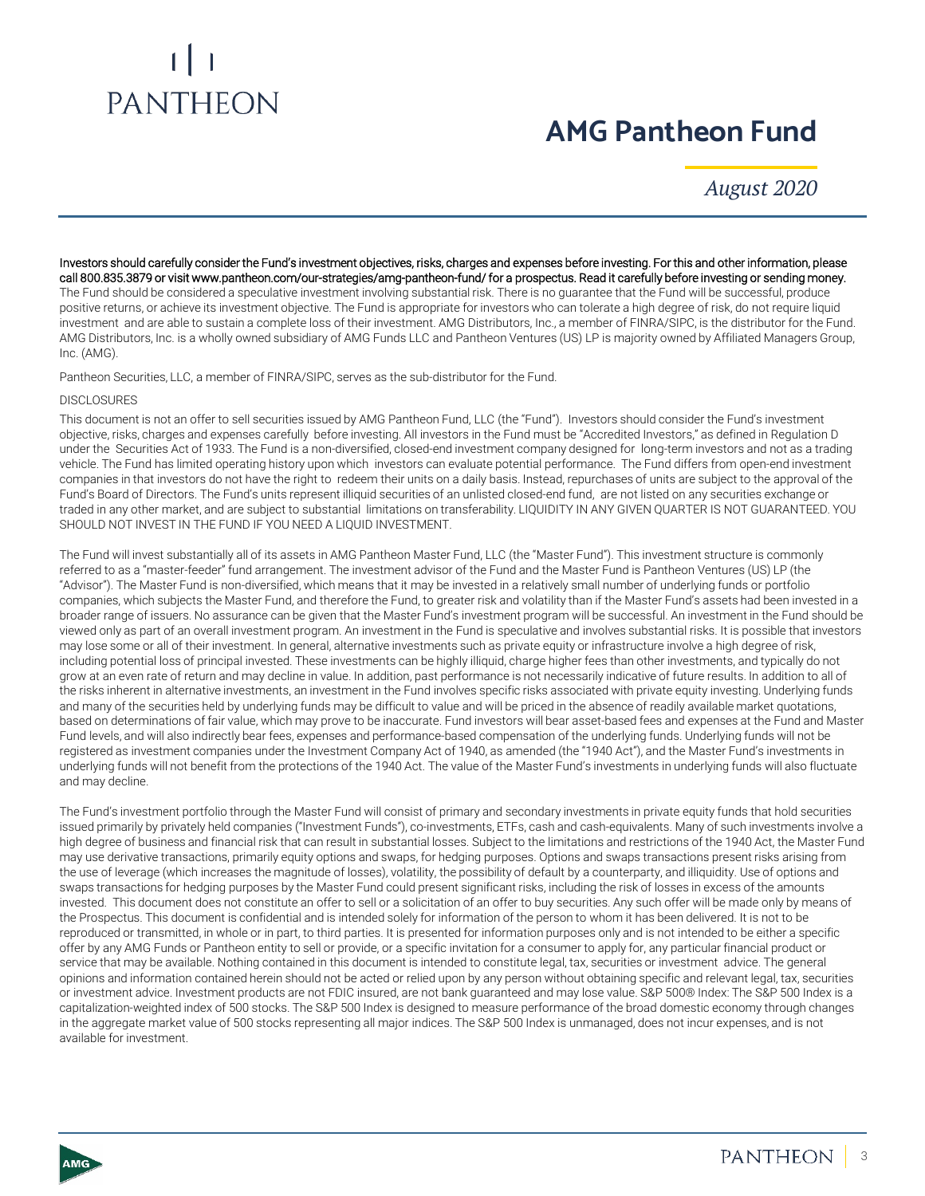# AMG Pantheon Fund

*August 2020*

**Investors should carefully consider the Fund's investment objectives, risks, charges and expenses before investing. For this and other information, please call 800.835.3879 or visit www.pantheon.com/our-strategies/amg-pantheon-fund/ for a prospectus. Read it carefully before investing or sending money.** The Fund should be considered a speculative investment involving substantial risk. There is no guarantee that the Fund will be successful, produce positive returns, or achieve its investment objective. The Fund is appropriate for investors who can tolerate a high degree of risk, do not require liquid investment and are able to sustain a complete loss of their investment. AMG Distributors, Inc., a member of FINRA/SIPC, is the distributor for the Fund. AMG Distributors, Inc. is a wholly owned subsidiary of AMG Funds LLC and Pantheon Ventures (US) LP is majority owned by Affiliated Managers Group, Inc. (AMG).

Pantheon Securities, LLC, a member of FINRA/SIPC, serves as the sub-distributor for the Fund.

DISCLOSURES

This document is not an offer to sell securities issued by AMG Pantheon Fund, LLC (the "Fund"). Investors should consider the Fund's investment objective, risks, charges and expenses carefully before investing. All investors in the Fund must be "Accredited Investors," as defined in Regulation D under the Securities Act of 1933. The Fund is a non-diversified, closed-end investment company designed for long-term investors and not as a trading vehicle. The Fund has limited operating history upon which investors can evaluate potential performance. The Fund differs from open-end investment companies in that investors do not have the right to redeem their units on a daily basis. Instead, repurchases of units are subject to the approval of the Fund's Board of Directors. The Fund's units represent illiquid securities of an unlisted closed-end fund, are not listed on any securities exchange or traded in any other market, and are subject to substantial limitations on transferability. LIQUIDITY IN ANY GIVEN QUARTER IS NOT GUARANTEED. YOU SHOULD NOT INVEST IN THE FUND IF YOU NEED A LIQUID INVESTMENT.

The Fund will invest substantially all of its assets in AMG Pantheon Master Fund, LLC (the "Master Fund"). This investment structure is commonly referred to as a "master-feeder" fund arrangement. The investment advisor of the Fund and the Master Fund is Pantheon Ventures (US) LP (the "Advisor"). The Master Fund is non-diversified, which means that it may be invested in a relatively small number of underlying funds or portfolio companies, which subjects the Master Fund, and therefore the Fund, to greater risk and volatility than if the Master Fund's assets had been invested in a broader range of issuers. No assurance can be given that the Master Fund's investment program will be successful. An investment in the Fund should be viewed only as part of an overall investment program. An investment in the Fund is speculative and involves substantial risks. It is possible that investors may lose some or all of their investment. In general, alternative investments such as private equity or infrastructure involve a high degree of risk, including potential loss of principal invested. These investments can be highly illiquid, charge higher fees than other investments, and typically do not grow at an even rate of return and may decline in value. In addition, past performance is not necessarily indicative of future results. In addition to all of the risks inherent in alternative investments, an investment in the Fund involves specific risks associated with private equity investing. Underlying funds and many of the securities held by underlying funds may be difficult to value and will be priced in the absence of readily available market quotations, based on determinations of fair value, which may prove to be inaccurate. Fund investors will bear asset-based fees and expenses at the Fund and Master Fund levels, and will also indirectly bear fees, expenses and performance-based compensation of the underlying funds. Underlying funds will not be registered as investment companies under the Investment Company Act of 1940, as amended (the "1940 Act"), and the Master Fund's investments in underlying funds will not benefit from the protections of the 1940 Act. The value of the Master Fund's investments in underlying funds will also fluctuate and may decline.

The Fund's investment portfolio through the Master Fund will consist of primary and secondary investments in private equity funds that hold securities issued primarily by privately held companies ("Investment Funds"), co-investments, ETFs, cash and cash-equivalents. Many of such investments involve a high degree of business and financial risk that can result in substantial losses. Subject to the limitations and restrictions of the 1940 Act, the Master Fund may use derivative transactions, primarily equity options and swaps, for hedging purposes. Options and swaps transactions present risks arising from the use of leverage (which increases the magnitude of losses), volatility, the possibility of default by a counterparty, and illiquidity. Use of options and swaps transactions for hedging purposes by the Master Fund could present significant risks, including the risk of losses in excess of the amounts invested. This document does not constitute an offer to sell or a solicitation of an offer to buy securities. Any such offer will be made only by means of the Prospectus. This document is confidential and is intended solely for information of the person to whom it has been delivered. It is not to be reproduced or transmitted, in whole or in part, to third parties. It is presented for information purposes only and is not intended to be either a specific offer by any AMG Funds or Pantheon entity to sell or provide, or a specific invitation for a consumer to apply for, any particular financial product or service that may be available. Nothing contained in this document is intended to constitute legal, tax, securities or investment advice. The general opinions and information contained herein should not be acted or relied upon by any person without obtaining specific and relevant legal, tax, securities or investment advice. Investment products are not FDIC insured, are not bank guaranteed and may lose value. S&P 500® Index: The S&P 500 Index is a capitalization-weighted index of 500 stocks. The S&P 500 Index is designed to measure performance of the broad domestic economy through changes in the aggregate market value of 500 stocks representing all major indices. The S&P 500 Index is unmanaged, does not incur expenses, and is not available for investment.